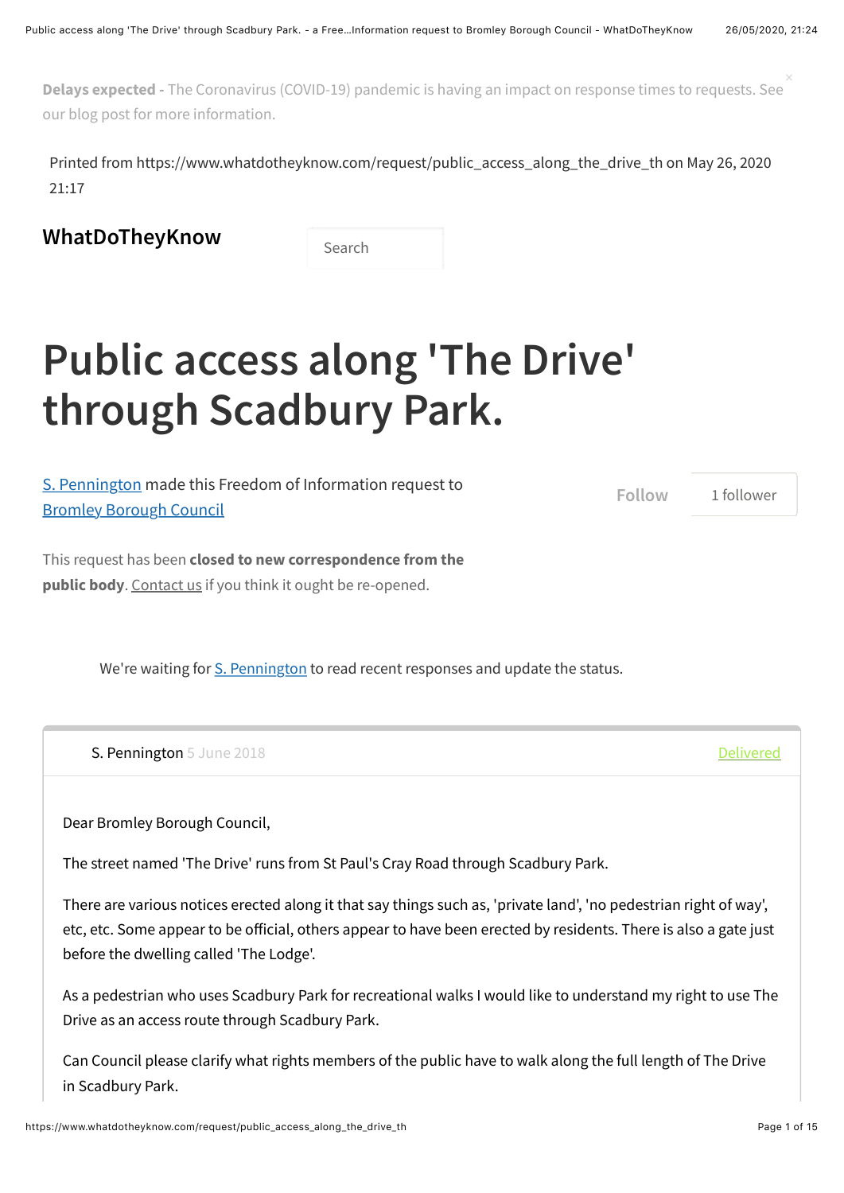Delays expected - The Coronavirus (COVID-19) pandemic is having an impact on response times to requests. See our blog post for more information.

Printed from https://www.whatdotheyknow.com/request/public_access_along_the_drive_th on May 26, 2020 21:17

WhatDoTheyKnow

Search

# Public access along 'The Drive' through Scadbury Park.

S. Pennington made this Freedom of Information request to Bromley Borough Council

Follow | 1 follower

This request has been **closed to new correspondence from the public body**. Contact us if you think it ought be re-opened.

We're waiting for S. Pennington to read recent responses and update the status.

S. Pennington 5 June 2018 Delivered

Dear Bromley Borough Council,

The street named 'The Drive' runs from St Paul's Cray Road through Scadbury Park.

There are various notices erected along it that say things such as, 'private land', 'no pedestrian right of way', etc, etc. Some appear to be official, others appear to have been erected by residents. There is also a gate just before the dwelling called 'The Lodge'.

As a pedestrian who uses Scadbury Park for recreational walks I would like to understand my right to use The Drive as an access route through Scadbury Park.

Can Council please clarify what rights members of the public have to walk along the full length of The Drive in Scadbury Park.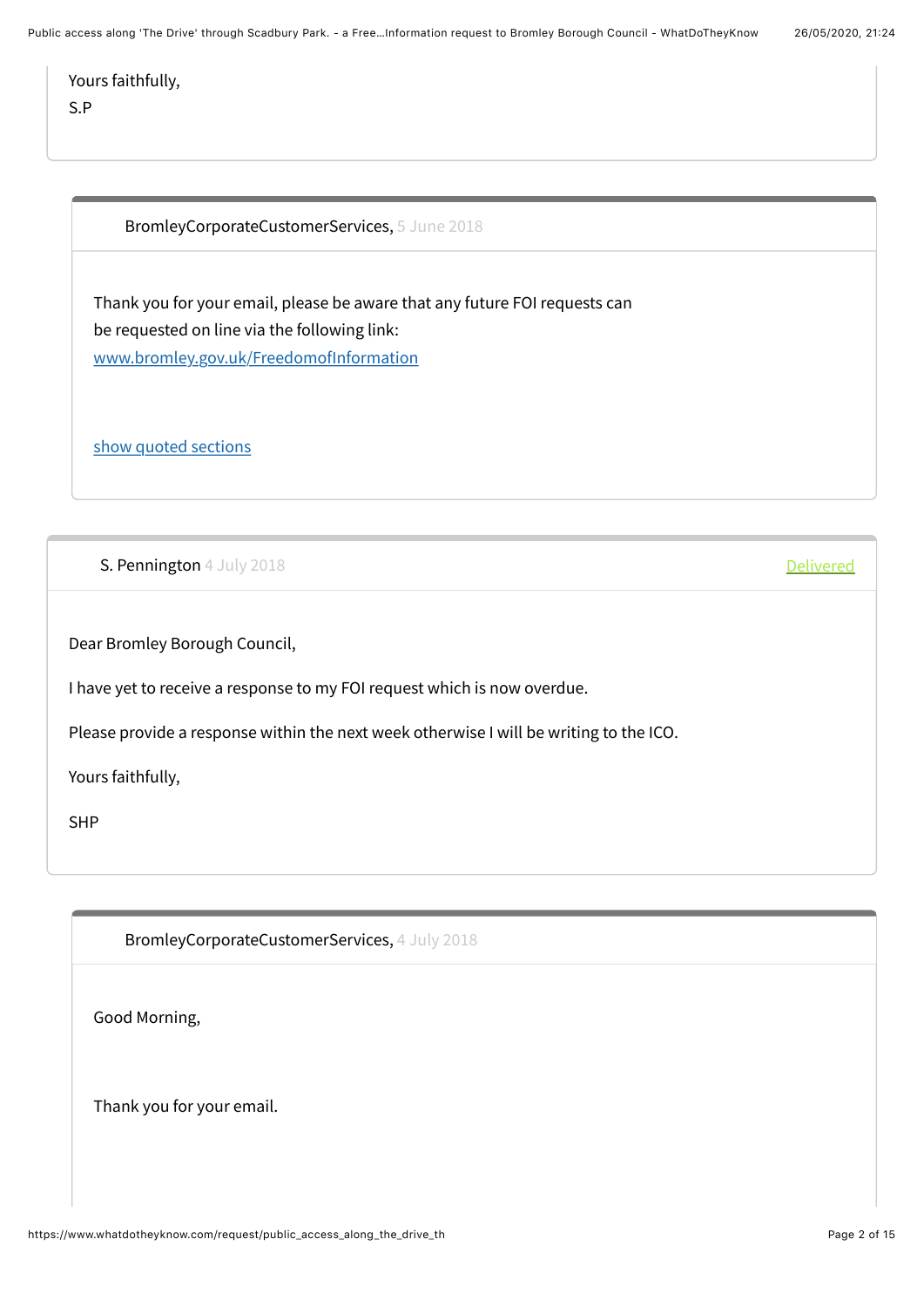Yours faithfully,

S.P

---

**BromleyCorporateCustomerServices**, 5 June 2018

Thank you for your email, please be aware that any future FOI requests can be requested on line via the following link:
[www.bromley.gov.uk/FreedomofInformation](www.bromley.gov.uk/FreedomofInformation)

show quoted sections

---

**S. Pennington** 4 July 2018 — Delivered

Dear Bromley Borough Council,

I have yet to receive a response to my FOI request which is now overdue.

Please provide a response within the next week otherwise I will be writing to the ICO.

Yours faithfully,

SHP

---

**BromleyCorporateCustomerServices**, 4 July 2018

Good Morning,

Thank you for your email.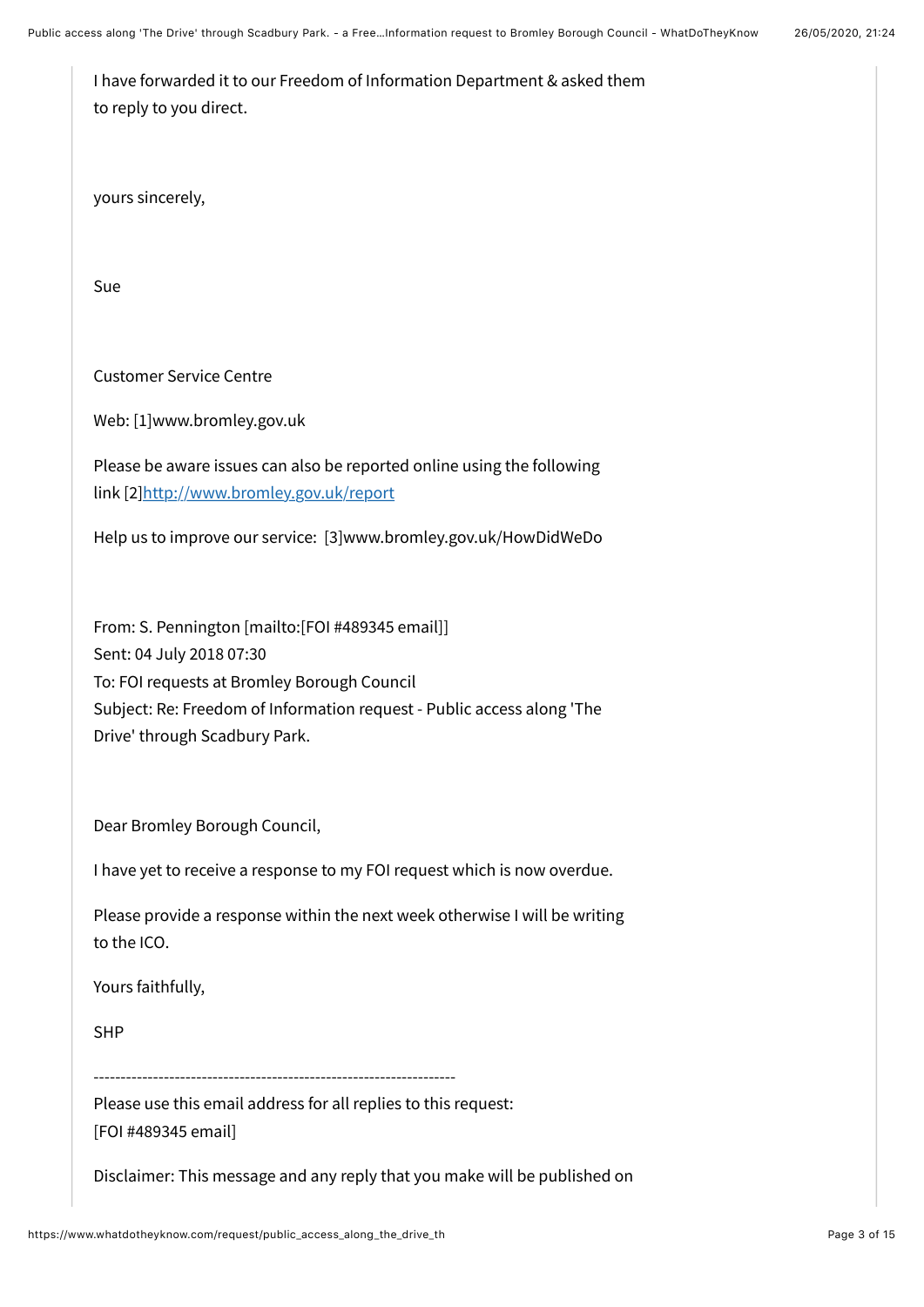I have forwarded it to our Freedom of Information Department & asked them to reply to you direct.

yours sincerely,

Sue

Customer Service Centre

Web: [1]www.bromley.gov.uk

Please be aware issues can also be reported online using the following link [2]http://www.bromley.gov.uk/report

Help us to improve our service: [3]www.bromley.gov.uk/HowDidWeDo

From: S. Pennington [mailto:[FOI #489345 email]]
Sent: 04 July 2018 07:30
To: FOI requests at Bromley Borough Council
Subject: Re: Freedom of Information request - Public access along 'The Drive' through Scadbury Park.

Dear Bromley Borough Council,

I have yet to receive a response to my FOI request which is now overdue.

Please provide a response within the next week otherwise I will be writing to the ICO.

Yours faithfully,

SHP

-------------------------------------------------------------------

Please use this email address for all replies to this request:
[FOI #489345 email]

Disclaimer: This message and any reply that you make will be published on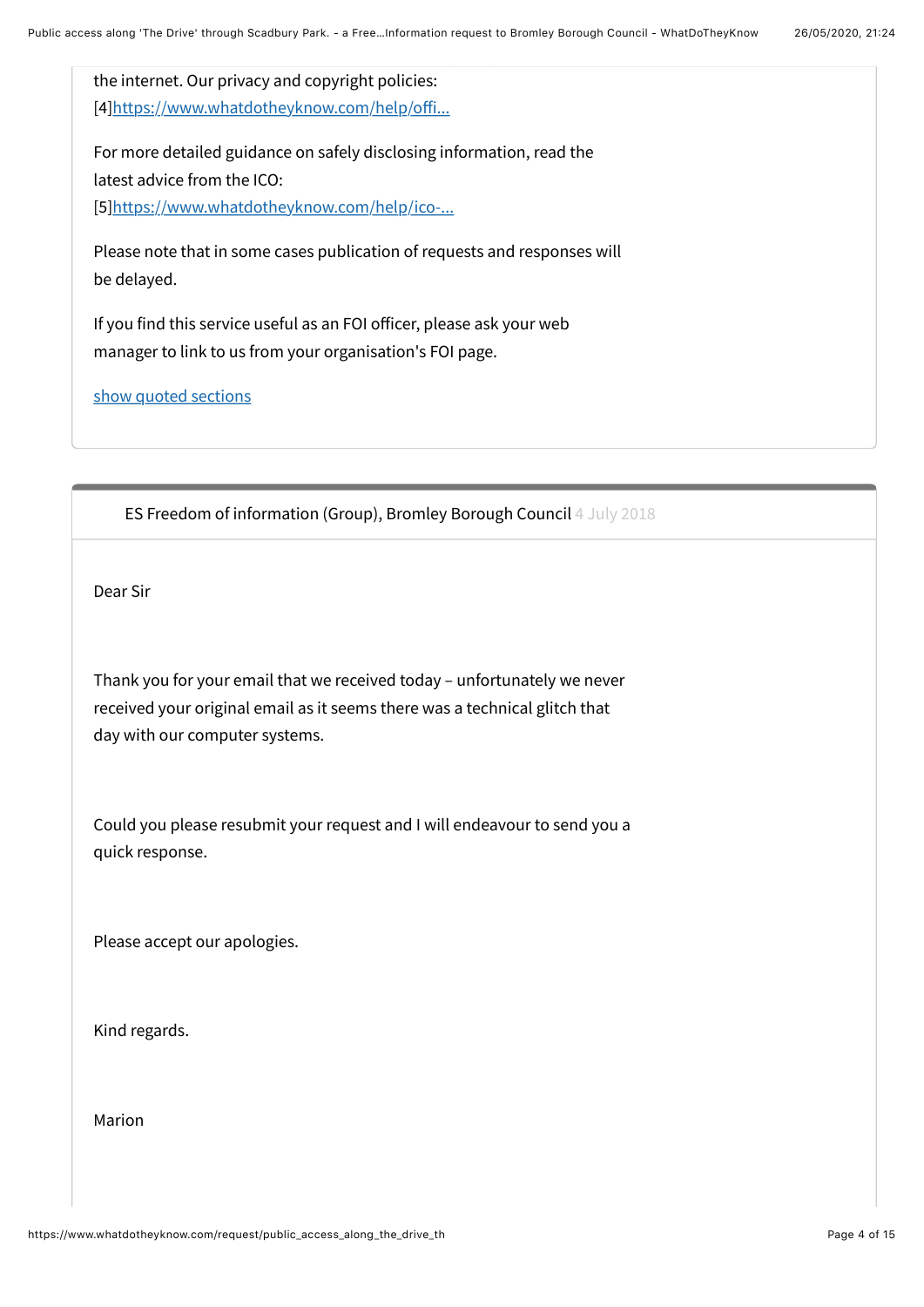the internet. Our privacy and copyright policies:
[4]https://www.whatdotheyknow.com/help/offi...

For more detailed guidance on safely disclosing information, read the latest advice from the ICO:
[5]https://www.whatdotheyknow.com/help/ico-...

Please note that in some cases publication of requests and responses will be delayed.

If you find this service useful as an FOI officer, please ask your web manager to link to us from your organisation's FOI page.

show quoted sections

---

ES Freedom of information (Group), Bromley Borough Council 4 July 2018

Dear Sir

Thank you for your email that we received today – unfortunately we never received your original email as it seems there was a technical glitch that day with our computer systems.

Could you please resubmit your request and I will endeavour to send you a quick response.

Please accept our apologies.

Kind regards.

Marion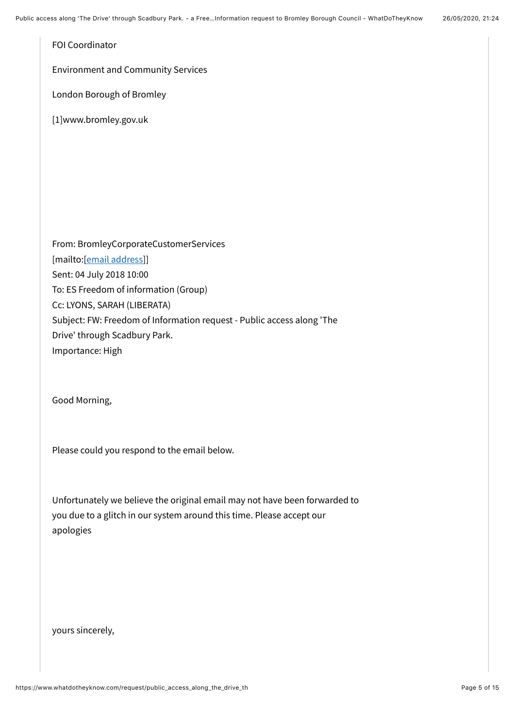FOI Coordinator

Environment and Community Services

London Borough of Bromley

[1]www.bromley.gov.uk

From: BromleyCorporateCustomerServices
[mailto:[email address]]
Sent: 04 July 2018 10:00
To: ES Freedom of information (Group)
Cc: LYONS, SARAH (LIBERATA)
Subject: FW: Freedom of Information request - Public access along 'The Drive' through Scadbury Park.
Importance: High

Good Morning,

Please could you respond to the email below.

Unfortunately we believe the original email may not have been forwarded to you due to a glitch in our system around this time. Please accept our apologies

yours sincerely,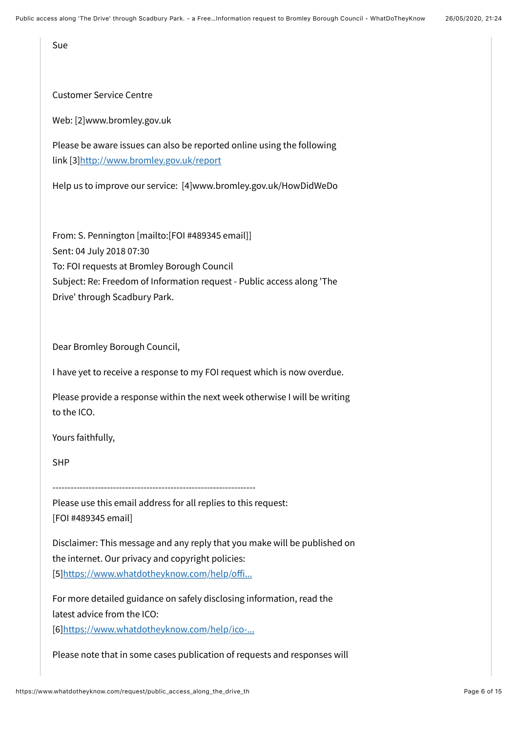Sue

Customer Service Centre

Web: [2]www.bromley.gov.uk

Please be aware issues can also be reported online using the following link [3]http://www.bromley.gov.uk/report

Help us to improve our service: [4]www.bromley.gov.uk/HowDidWeDo

From: S. Pennington [mailto:[FOI #489345 email]]
Sent: 04 July 2018 07:30
To: FOI requests at Bromley Borough Council
Subject: Re: Freedom of Information request - Public access along 'The Drive' through Scadbury Park.

Dear Bromley Borough Council,

I have yet to receive a response to my FOI request which is now overdue.

Please provide a response within the next week otherwise I will be writing to the ICO.

Yours faithfully,

SHP

-------------------------------------------------------------------

Please use this email address for all replies to this request:
[FOI #489345 email]

Disclaimer: This message and any reply that you make will be published on the internet. Our privacy and copyright policies:
[5]https://www.whatdotheyknow.com/help/offi...

For more detailed guidance on safely disclosing information, read the latest advice from the ICO:
[6]https://www.whatdotheyknow.com/help/ico-...

Please note that in some cases publication of requests and responses will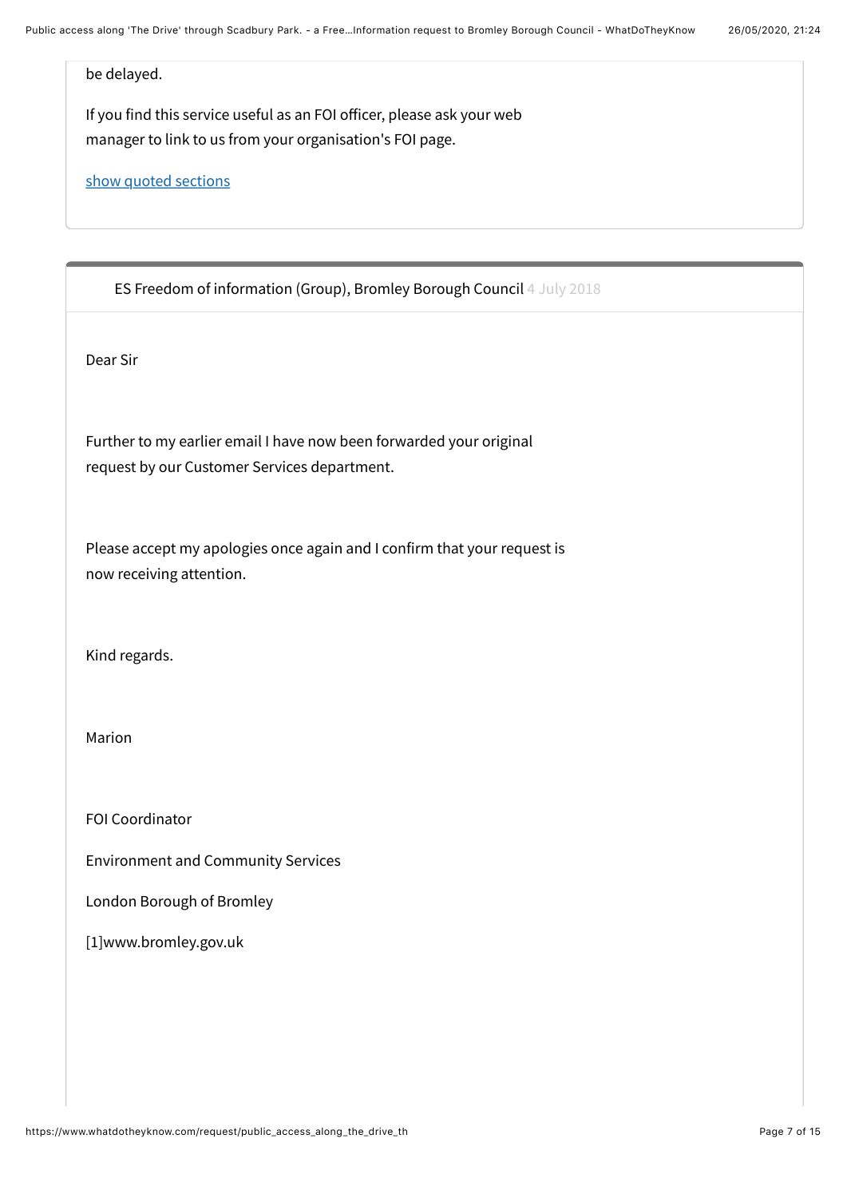be delayed.

If you find this service useful as an FOI officer, please ask your web manager to link to us from your organisation's FOI page.

show quoted sections

---

ES Freedom of information (Group), Bromley Borough Council 4 July 2018

Dear Sir

Further to my earlier email I have now been forwarded your original request by our Customer Services department.

Please accept my apologies once again and I confirm that your request is now receiving attention.

Kind regards.

Marion

FOI Coordinator

Environment and Community Services

London Borough of Bromley

[1]www.bromley.gov.uk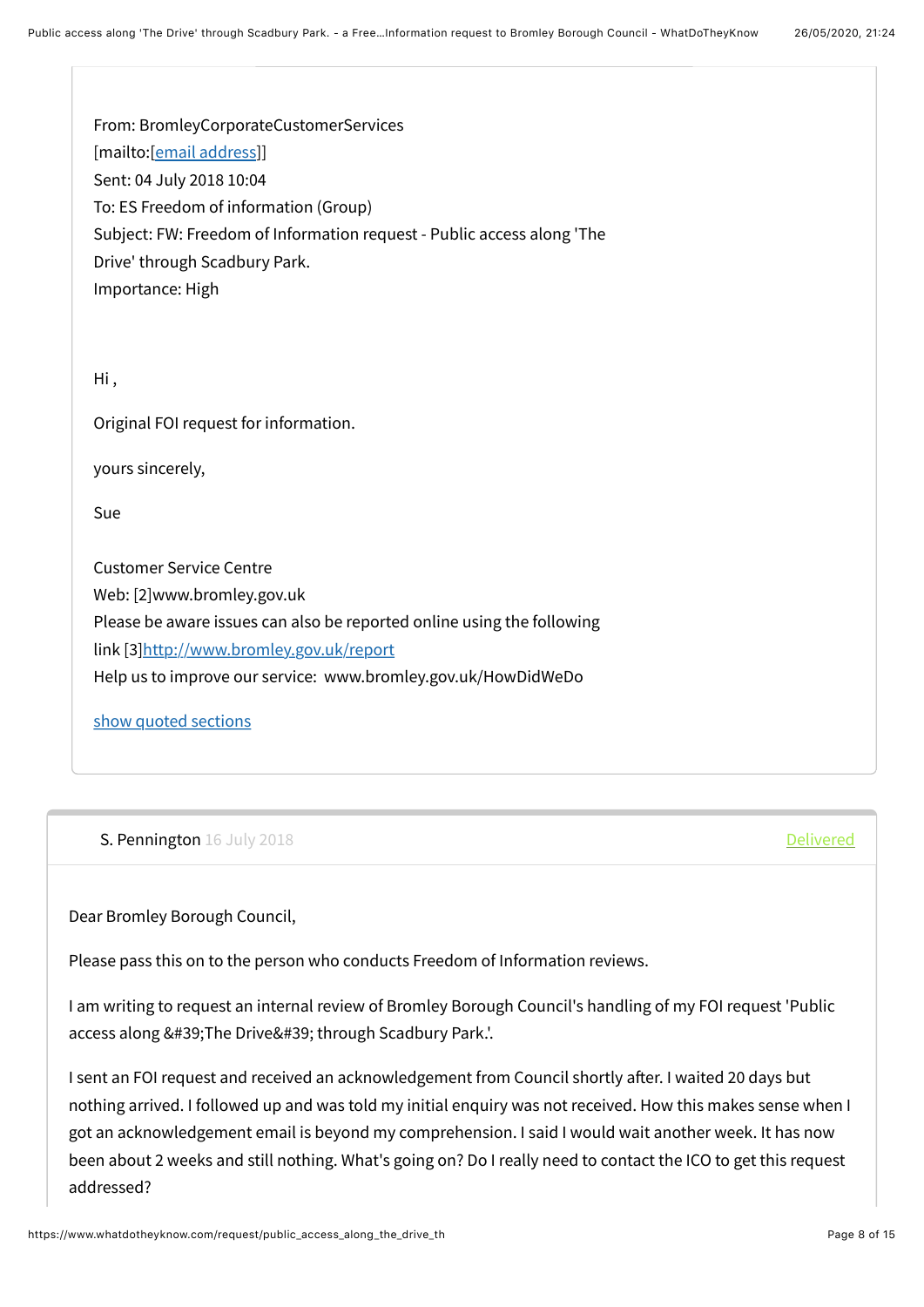From: BromleyCorporateCustomerServices
[mailto:[email address]]
Sent: 04 July 2018 10:04
To: ES Freedom of information (Group)
Subject: FW: Freedom of Information request - Public access along 'The Drive' through Scadbury Park.
Importance: High

Hi ,

Original FOI request for information.

yours sincerely,

Sue

Customer Service Centre
Web: [2]www.bromley.gov.uk
Please be aware issues can also be reported online using the following link [3]http://www.bromley.gov.uk/report
Help us to improve our service: www.bromley.gov.uk/HowDidWeDo

show quoted sections

---

S. Pennington 16 July 2018 Delivered

Dear Bromley Borough Council,

Please pass this on to the person who conducts Freedom of Information reviews.

I am writing to request an internal review of Bromley Borough Council's handling of my FOI request 'Public access along &#39;The Drive&#39; through Scadbury Park.'.

I sent an FOI request and received an acknowledgement from Council shortly after. I waited 20 days but nothing arrived. I followed up and was told my initial enquiry was not received. How this makes sense when I got an acknowledgement email is beyond my comprehension. I said I would wait another week. It has now been about 2 weeks and still nothing. What's going on? Do I really need to contact the ICO to get this request addressed?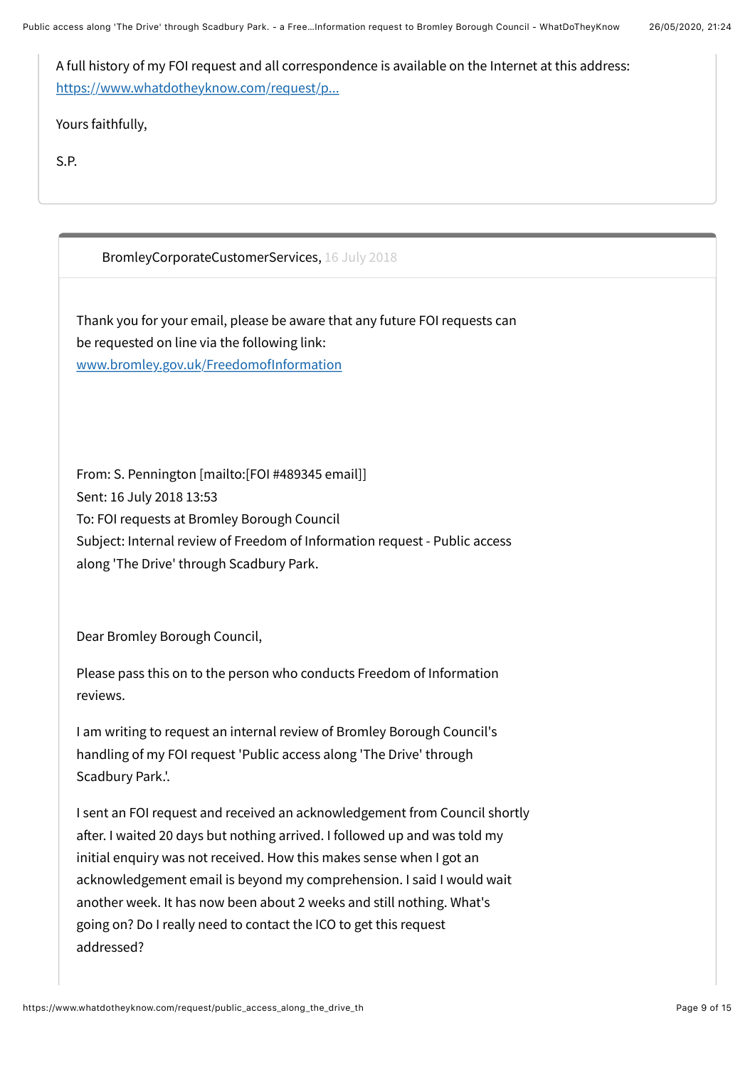A full history of my FOI request and all correspondence is available on the Internet at this address: https://www.whatdotheyknow.com/request/p...

Yours faithfully,

S.P.

---

BromleyCorporateCustomerServices, 16 July 2018

Thank you for your email, please be aware that any future FOI requests can be requested on line via the following link: www.bromley.gov.uk/FreedomofInformation

From: S. Pennington [mailto:[FOI #489345 email]]
Sent: 16 July 2018 13:53
To: FOI requests at Bromley Borough Council
Subject: Internal review of Freedom of Information request - Public access along 'The Drive' through Scadbury Park.

Dear Bromley Borough Council,

Please pass this on to the person who conducts Freedom of Information reviews.

I am writing to request an internal review of Bromley Borough Council's handling of my FOI request 'Public access along 'The Drive' through Scadbury Park.'.

I sent an FOI request and received an acknowledgement from Council shortly after. I waited 20 days but nothing arrived. I followed up and was told my initial enquiry was not received. How this makes sense when I got an acknowledgement email is beyond my comprehension. I said I would wait another week. It has now been about 2 weeks and still nothing. What's going on? Do I really need to contact the ICO to get this request addressed?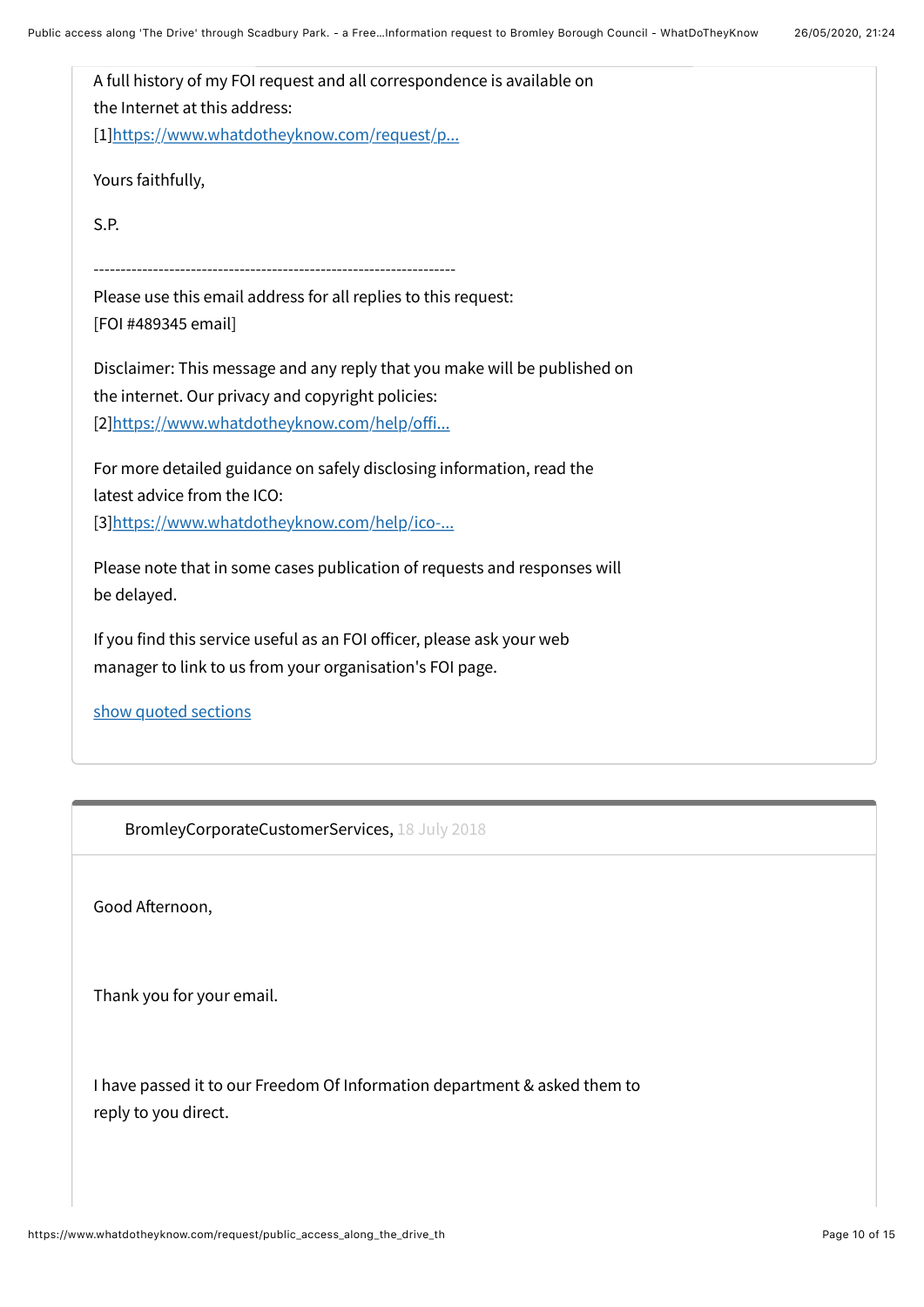A full history of my FOI request and all correspondence is available on the Internet at this address:
[1][https://www.whatdotheyknow.com/request/p...](https://www.whatdotheyknow.com/request/p...)

Yours faithfully,

S.P.

-------------------------------------------------------------------

Please use this email address for all replies to this request:
[FOI #489345 email]

Disclaimer: This message and any reply that you make will be published on the internet. Our privacy and copyright policies:
[2][https://www.whatdotheyknow.com/help/offi...](https://www.whatdotheyknow.com/help/offi...)

For more detailed guidance on safely disclosing information, read the latest advice from the ICO:
[3][https://www.whatdotheyknow.com/help/ico-...](https://www.whatdotheyknow.com/help/ico-...)

Please note that in some cases publication of requests and responses will be delayed.

If you find this service useful as an FOI officer, please ask your web manager to link to us from your organisation's FOI page.

show quoted sections

---

BromleyCorporateCustomerServices, 18 July 2018

Good Afternoon,

Thank you for your email.

I have passed it to our Freedom Of Information department & asked them to reply to you direct.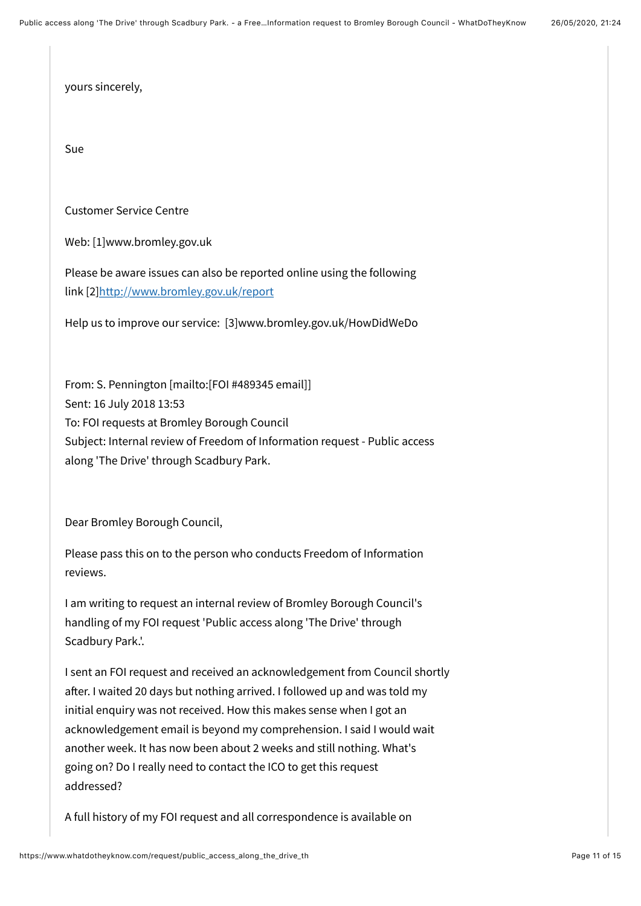yours sincerely,

Sue

Customer Service Centre

Web: [1]www.bromley.gov.uk

Please be aware issues can also be reported online using the following link [2]http://www.bromley.gov.uk/report

Help us to improve our service: [3]www.bromley.gov.uk/HowDidWeDo

From: S. Pennington [mailto:[FOI #489345 email]]
Sent: 16 July 2018 13:53
To: FOI requests at Bromley Borough Council
Subject: Internal review of Freedom of Information request - Public access along 'The Drive' through Scadbury Park.

Dear Bromley Borough Council,

Please pass this on to the person who conducts Freedom of Information reviews.

I am writing to request an internal review of Bromley Borough Council's handling of my FOI request 'Public access along 'The Drive' through Scadbury Park.'.

I sent an FOI request and received an acknowledgement from Council shortly after. I waited 20 days but nothing arrived. I followed up and was told my initial enquiry was not received. How this makes sense when I got an acknowledgement email is beyond my comprehension. I said I would wait another week. It has now been about 2 weeks and still nothing. What's going on? Do I really need to contact the ICO to get this request addressed?

A full history of my FOI request and all correspondence is available on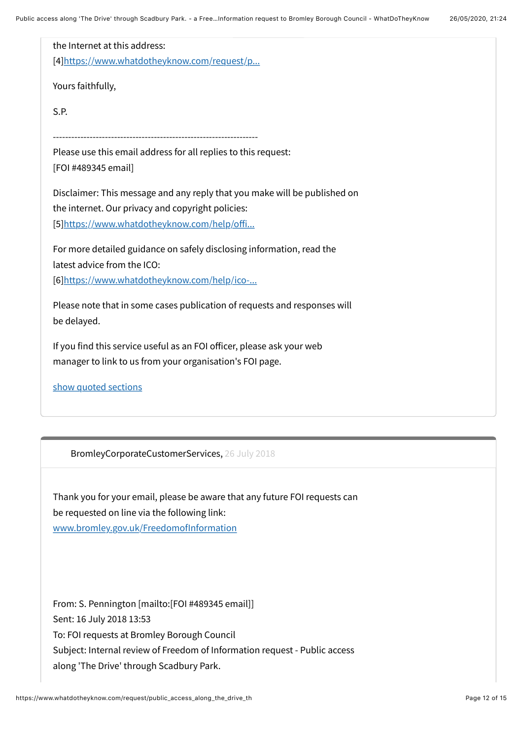the Internet at this address:
[4]https://www.whatdotheyknow.com/request/p...

Yours faithfully,

S.P.

-------------------------------------------------------------------

Please use this email address for all replies to this request:
[FOI #489345 email]

Disclaimer: This message and any reply that you make will be published on the internet. Our privacy and copyright policies:
[5]https://www.whatdotheyknow.com/help/offi...

For more detailed guidance on safely disclosing information, read the latest advice from the ICO:
[6]https://www.whatdotheyknow.com/help/ico-...

Please note that in some cases publication of requests and responses will be delayed.

If you find this service useful as an FOI officer, please ask your web manager to link to us from your organisation's FOI page.

show quoted sections

---

BromleyCorporateCustomerServices, 26 July 2018

Thank you for your email, please be aware that any future FOI requests can be requested on line via the following link:
www.bromley.gov.uk/FreedomofInformation

From: S. Pennington [mailto:[FOI #489345 email]]
Sent: 16 July 2018 13:53
To: FOI requests at Bromley Borough Council
Subject: Internal review of Freedom of Information request - Public access along 'The Drive' through Scadbury Park.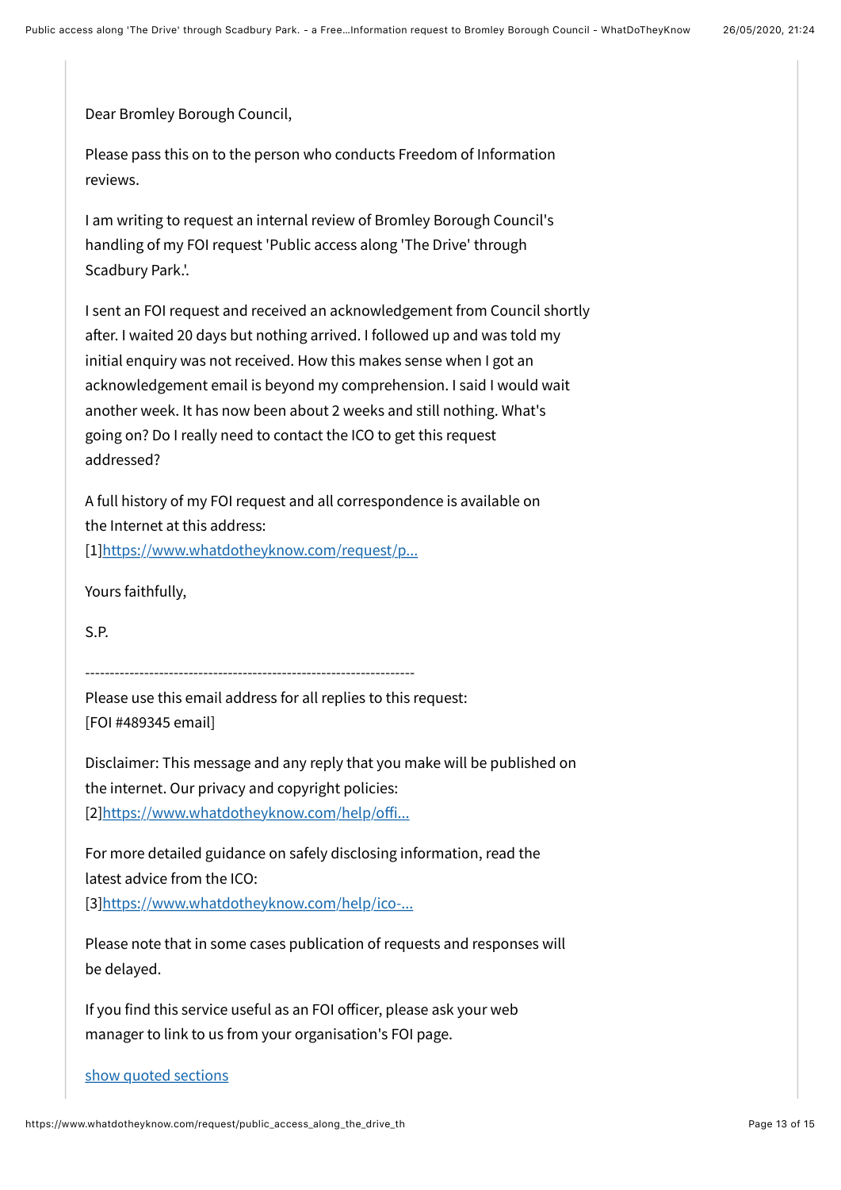Dear Bromley Borough Council,

Please pass this on to the person who conducts Freedom of Information reviews.

I am writing to request an internal review of Bromley Borough Council's handling of my FOI request 'Public access along 'The Drive' through Scadbury Park.'.

I sent an FOI request and received an acknowledgement from Council shortly after. I waited 20 days but nothing arrived. I followed up and was told my initial enquiry was not received. How this makes sense when I got an acknowledgement email is beyond my comprehension. I said I would wait another week. It has now been about 2 weeks and still nothing. What's going on? Do I really need to contact the ICO to get this request addressed?

A full history of my FOI request and all correspondence is available on the Internet at this address:
[1]https://www.whatdotheyknow.com/request/p...

Yours faithfully,

S.P.

-------------------------------------------------------------------
Please use this email address for all replies to this request:
[FOI #489345 email]

Disclaimer: This message and any reply that you make will be published on the internet. Our privacy and copyright policies:
[2]https://www.whatdotheyknow.com/help/offi...

For more detailed guidance on safely disclosing information, read the latest advice from the ICO:
[3]https://www.whatdotheyknow.com/help/ico-...

Please note that in some cases publication of requests and responses will be delayed.

If you find this service useful as an FOI officer, please ask your web manager to link to us from your organisation's FOI page.

show quoted sections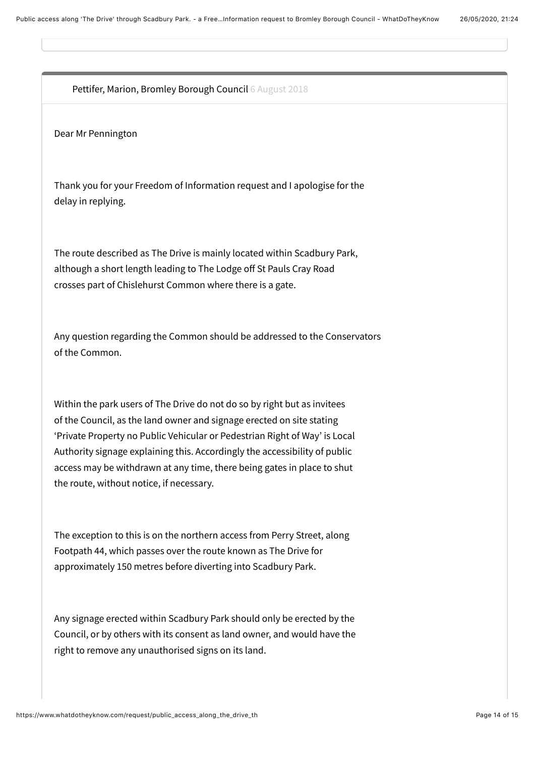Pettifer, Marion, Bromley Borough Council 6 August 2018

Dear Mr Pennington

Thank you for your Freedom of Information request and I apologise for the delay in replying.

The route described as The Drive is mainly located within Scadbury Park, although a short length leading to The Lodge off St Pauls Cray Road crosses part of Chislehurst Common where there is a gate.

Any question regarding the Common should be addressed to the Conservators of the Common.

Within the park users of The Drive do not do so by right but as invitees of the Council, as the land owner and signage erected on site stating 'Private Property no Public Vehicular or Pedestrian Right of Way' is Local Authority signage explaining this. Accordingly the accessibility of public access may be withdrawn at any time, there being gates in place to shut the route, without notice, if necessary.

The exception to this is on the northern access from Perry Street, along Footpath 44, which passes over the route known as The Drive for approximately 150 metres before diverting into Scadbury Park.

Any signage erected within Scadbury Park should only be erected by the Council, or by others with its consent as land owner, and would have the right to remove any unauthorised signs on its land.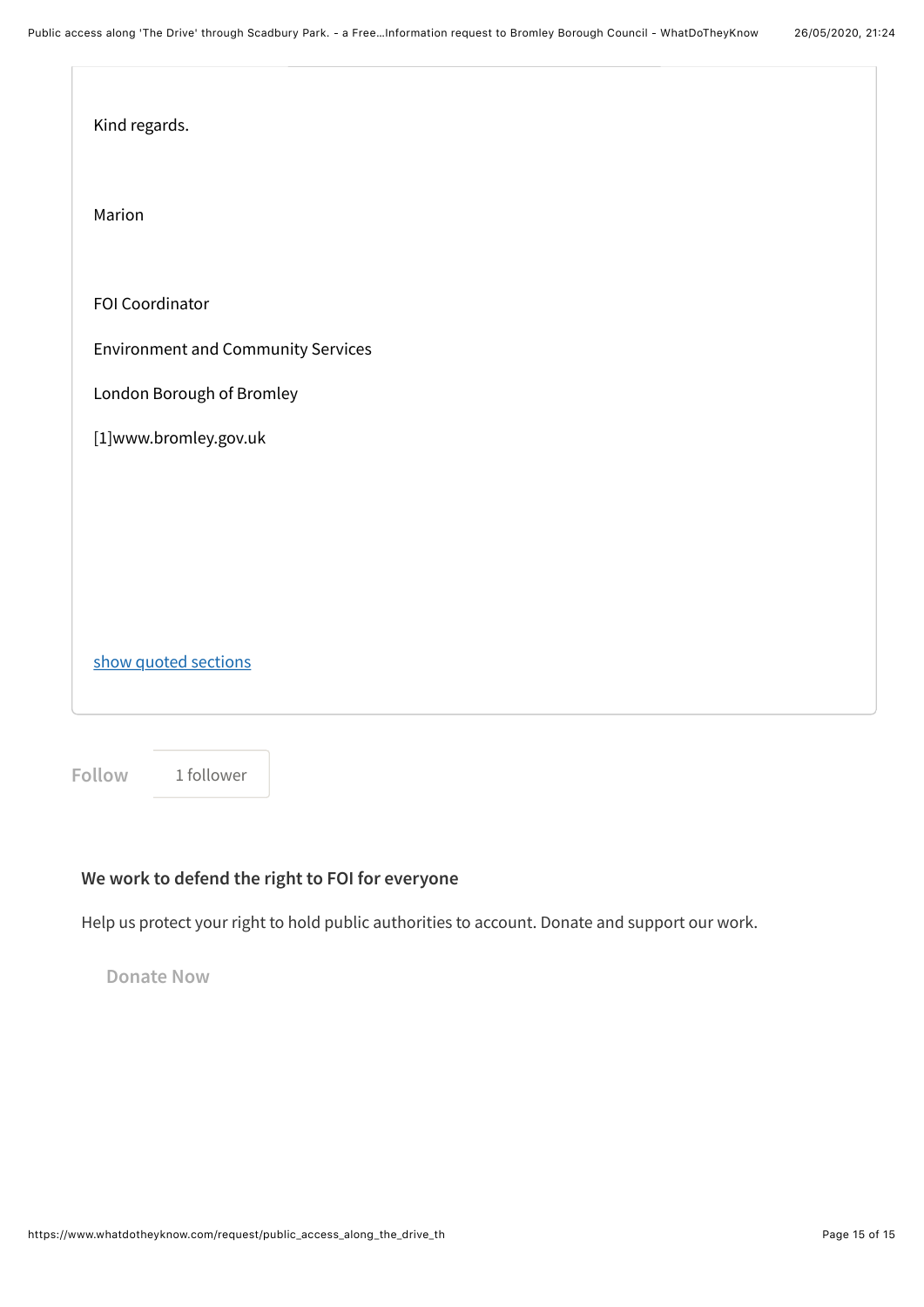Kind regards.

Marion

FOI Coordinator

Environment and Community Services

London Borough of Bromley

[1]www.bromley.gov.uk

show quoted sections

Follow 1 follower

### We work to defend the right to FOI for everyone

Help us protect your right to hold public authorities to account. Donate and support our work.

Donate Now